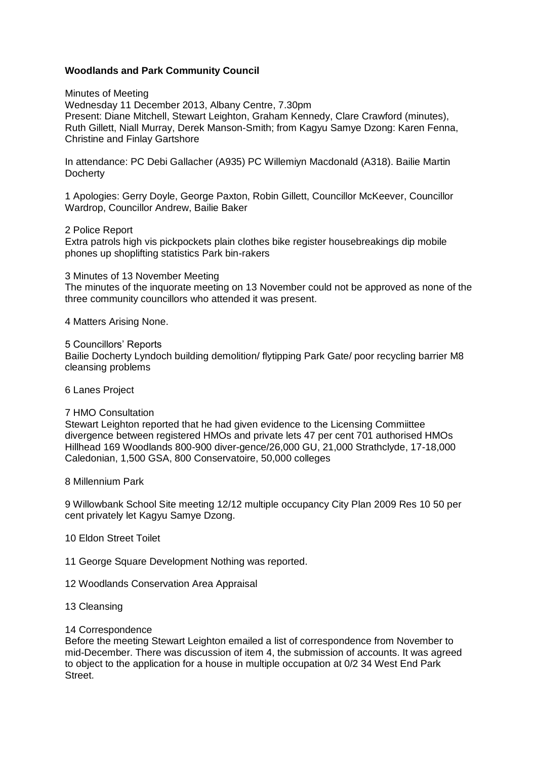**Woodlands and Park Community Council**

Minutes of Meeting
Wednesday 11 December 2013, Albany Centre, 7.30pm
Present: Diane Mitchell, Stewart Leighton, Graham Kennedy, Clare Crawford (minutes), Ruth Gillett, Niall Murray, Derek Manson-Smith; from Kagyu Samye Dzong: Karen Fenna, Christine and Finlay Gartshore

In attendance: PC Debi Gallacher (A935) PC Willemiyn Macdonald (A318). Bailie Martin Docherty

1 Apologies: Gerry Doyle, George Paxton, Robin Gillett, Councillor McKeever, Councillor Wardrop, Councillor Andrew, Bailie Baker

2 Police Report
Extra patrols high vis pickpockets plain clothes bike register housebreakings dip mobile phones up shoplifting statistics Park bin-rakers

3 Minutes of 13 November Meeting
The minutes of the inquorate meeting on 13 November could not be approved as none of the three community councillors who attended it was present.

4 Matters Arising None.

5 Councillors' Reports
Bailie Docherty Lyndoch building demolition/ flytipping Park Gate/ poor recycling barrier M8 cleansing problems

6 Lanes Project

7 HMO Consultation
Stewart Leighton reported that he had given evidence to the Licensing Commiittee divergence between registered HMOs and private lets 47 per cent 701 authorised HMOs Hillhead 169 Woodlands 800-900 diver-gence/26,000 GU, 21,000 Strathclyde, 17-18,000 Caledonian, 1,500 GSA, 800 Conservatoire, 50,000 colleges

8 Millennium Park

9 Willowbank School Site meeting 12/12 multiple occupancy City Plan 2009 Res 10 50 per cent privately let Kagyu Samye Dzong.

10 Eldon Street Toilet

11 George Square Development Nothing was reported.

12 Woodlands Conservation Area Appraisal

13 Cleansing

14 Correspondence
Before the meeting Stewart Leighton emailed a list of correspondence from November to mid-December. There was discussion of item 4, the submission of accounts. It was agreed to object to the application for a house in multiple occupation at 0/2 34 West End Park Street.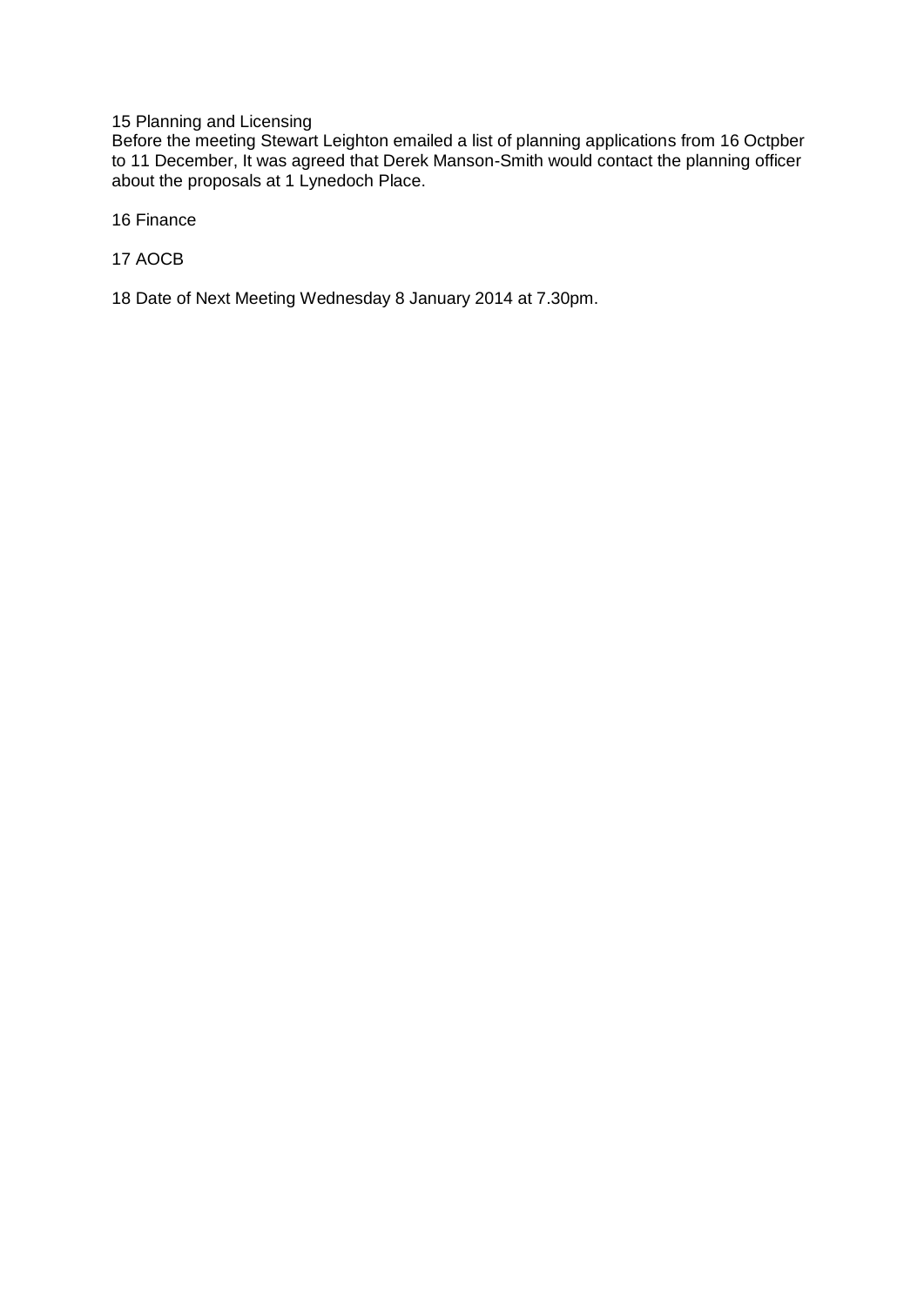15 Planning and Licensing

Before the meeting Stewart Leighton emailed a list of planning applications from 16 Octpber to 11 December, It was agreed that Derek Manson-Smith would contact the planning officer about the proposals at 1 Lynedoch Place.

16 Finance

17 AOCB

18 Date of Next Meeting Wednesday 8 January 2014 at 7.30pm.